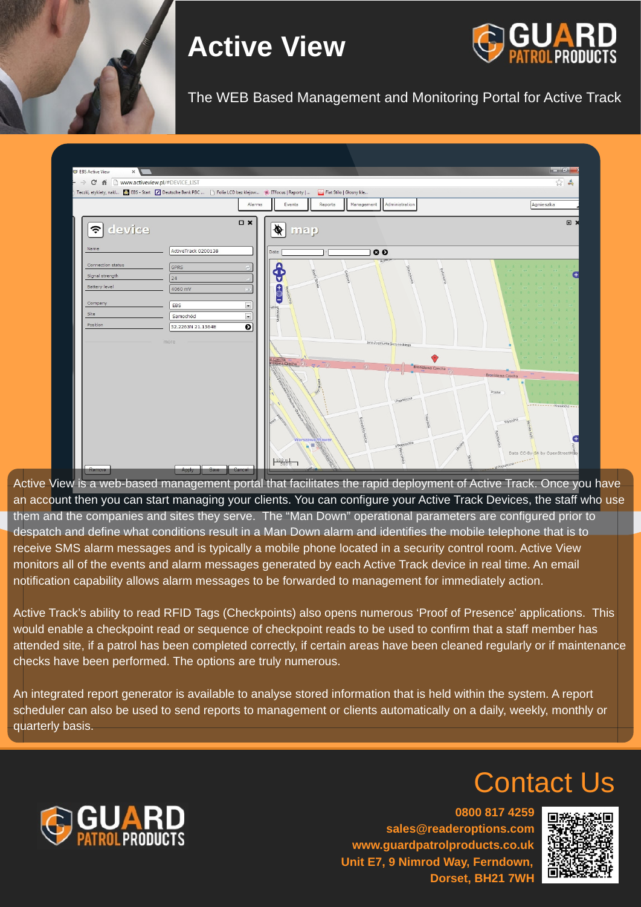# Active View

The WEB Based Management and Monitoring Portal for Active Track

Active View is a web-based management portal that facilitates the rapid deployment of Active Track. Once you have an account then you can start managing your clients. You can configure your Active Track Devices, the staff who use them and the companies and sites they serve. The “Man Down” operational parameters are configured prior to despatch and define what conditions result in a Man Down alarm and identifies the mobile telephone that is to receive SMS alarm messages and is typically a mobile phone located in a security control room. Active View monitors all of the events and alarm messages generated by each Active Track device in real time. An email notification capability allows alarm messages to be forwarded to management for immediately action.

Active Track’s ability to read RFID Tags (Checkpoints) also opens numerous ‘Proof of Presence’ applications. This would enable a checkpoint read or sequence of checkpoint reads to be used to confirm that a staff member has attended site, if a patrol has been completed correctly, if certain areas have been cleaned regularly or if maintenance checks have been performed. The options are truly numerous.

An integrated report generator is available to analyse stored information that is held within the system. A report scheduler can also be used to send reports to management or clients automatically on a daily, weekly, monthly or quarterly basis.

## Contact Us

**0800 817 4259**
**sales@readeroptions.com**
**www.guardpatrolproducts.co.uk**
**Unit E7, 9 Nimrod Way, Ferndown, Dorset, BH21 7WH**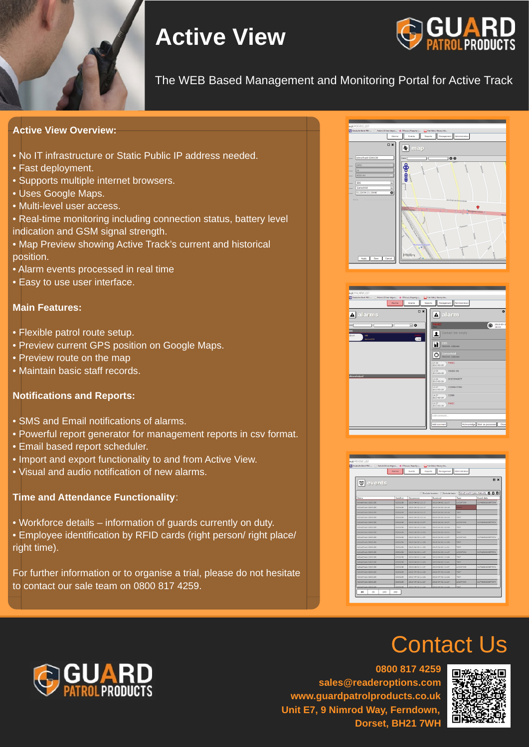# Active View

The WEB Based Management and Monitoring Portal for Active Track

**Active View Overview:**

- No IT infrastructure or Static Public IP address needed.
- Fast deployment.
- Supports multiple internet browsers.
- Uses Google Maps.
- Multi-level user access.
- Real-time monitoring including connection status, battery level indication and GSM signal strength.
- Map Preview showing Active Track's current and historical position.
- Alarm events processed in real time
- Easy to use user interface.

**Main Features:**

- Flexible patrol route setup.
- Preview current GPS position on Google Maps.
- Preview route on the map
- Maintain basic staff records.

**Notifications and Reports:**

- SMS and Email notifications of alarms.
- Powerful report generator for management reports in csv format.
- Email based report scheduler.
- Import and export functionality to and from Active View.
- Visual and audio notification of new alarms.

**Time and Attendance Functionality**:

- Workforce details – information of guards currently on duty.
- Employee identification by RFID cards (right person/ right place/ right time).

For further information or to organise a trial, please do not hesitate to contact our sale team on 0800 817 4259.

## Contact Us

**0800 817 4259**
**sales@readeroptions.com**
**www.guardpatrolproducts.co.uk**
**Unit E7, 9 Nimrod Way, Ferndown, Dorset, BH21 7WH**